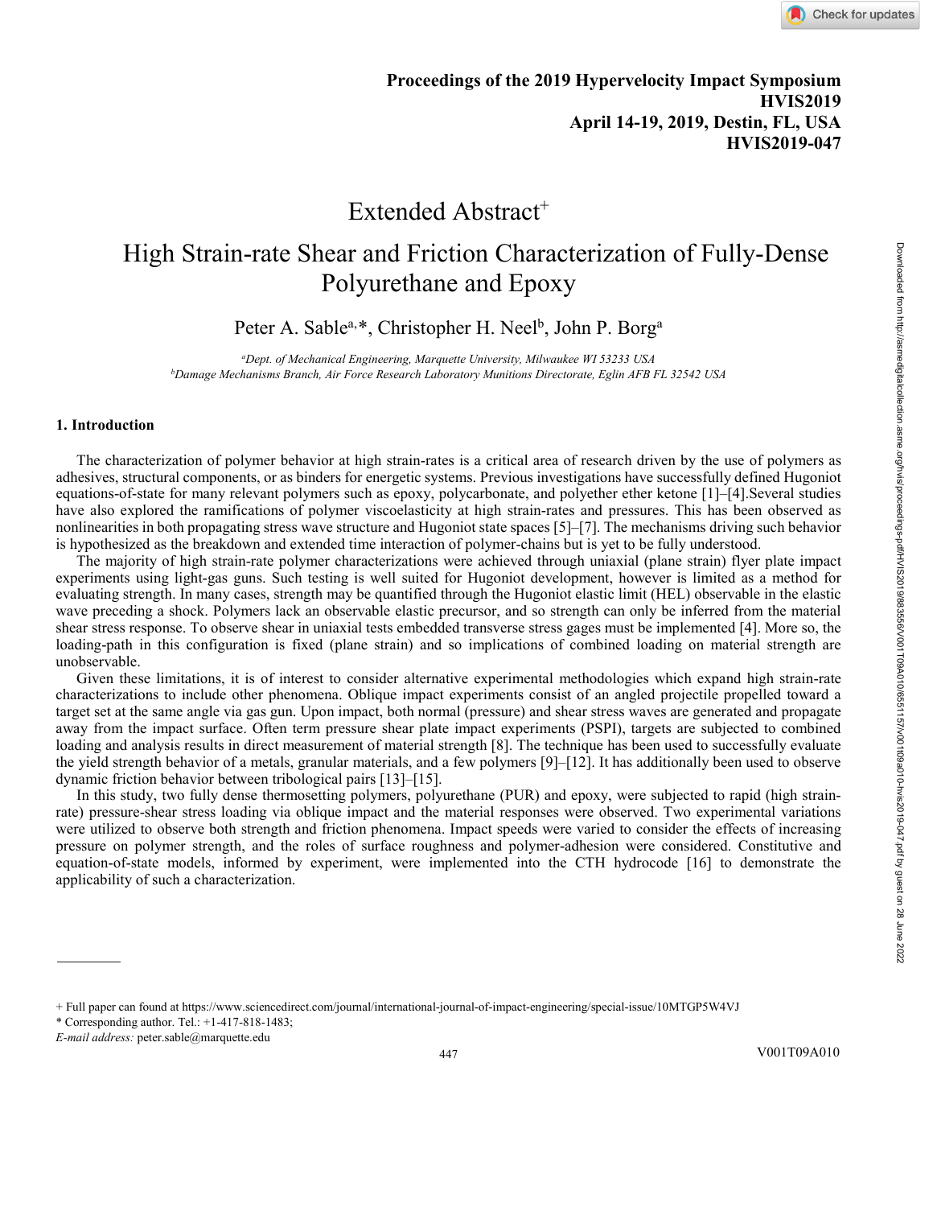**Proceedings of the 2019 Hypervelocity Impact Symposium**
**HVIS2019**
**April 14-19, 2019, Destin, FL, USA**
**HVIS2019-047**

# Extended Abstract+

# High Strain-rate Shear and Friction Characterization of Fully-Dense Polyurethane and Epoxy

Peter A. Sable[a,*], Christopher H. Neel[b], John P. Borg[a]

[a]*Dept. of Mechanical Engineering, Marquette University, Milwaukee WI 53233 USA*
[b]*Damage Mechanisms Branch, Air Force Research Laboratory Munitions Directorate, Eglin AFB FL 32542 USA*

## 1. Introduction

The characterization of polymer behavior at high strain-rates is a critical area of research driven by the use of polymers as adhesives, structural components, or as binders for energetic systems. Previous investigations have successfully defined Hugoniot equations-of-state for many relevant polymers such as epoxy, polycarbonate, and polyether ether ketone [1]–[4].Several studies have also explored the ramifications of polymer viscoelasticity at high strain-rates and pressures. This has been observed as nonlinearities in both propagating stress wave structure and Hugoniot state spaces [5]–[7]. The mechanisms driving such behavior is hypothesized as the breakdown and extended time interaction of polymer-chains but is yet to be fully understood.

The majority of high strain-rate polymer characterizations were achieved through uniaxial (plane strain) flyer plate impact experiments using light-gas guns. Such testing is well suited for Hugoniot development, however is limited as a method for evaluating strength. In many cases, strength may be quantified through the Hugoniot elastic limit (HEL) observable in the elastic wave preceding a shock. Polymers lack an observable elastic precursor, and so strength can only be inferred from the material shear stress response. To observe shear in uniaxial tests embedded transverse stress gages must be implemented [4]. More so, the loading-path in this configuration is fixed (plane strain) and so implications of combined loading on material strength are unobservable.

Given these limitations, it is of interest to consider alternative experimental methodologies which expand high strain-rate characterizations to include other phenomena. Oblique impact experiments consist of an angled projectile propelled toward a target set at the same angle via gas gun. Upon impact, both normal (pressure) and shear stress waves are generated and propagate away from the impact surface. Often term pressure shear plate impact experiments (PSPI), targets are subjected to combined loading and analysis results in direct measurement of material strength [8]. The technique has been used to successfully evaluate the yield strength behavior of a metals, granular materials, and a few polymers [9]–[12]. It has additionally been used to observe dynamic friction behavior between tribological pairs [13]–[15].

In this study, two fully dense thermosetting polymers, polyurethane (PUR) and epoxy, were subjected to rapid (high strain-rate) pressure-shear stress loading via oblique impact and the material responses were observed. Two experimental variations were utilized to observe both strength and friction phenomena. Impact speeds were varied to consider the effects of increasing pressure on polymer strength, and the roles of surface roughness and polymer-adhesion were considered. Constitutive and equation-of-state models, informed by experiment, were implemented into the CTH hydrocode [16] to demonstrate the applicability of such a characterization.

---

+ Full paper can found at https://www.sciencedirect.com/journal/international-journal-of-impact-engineering/special-issue/10MTGP5W4VJ

* Corresponding author. Tel.: +1-417-818-1483;

*E-mail address:* peter.sable@marquette.edu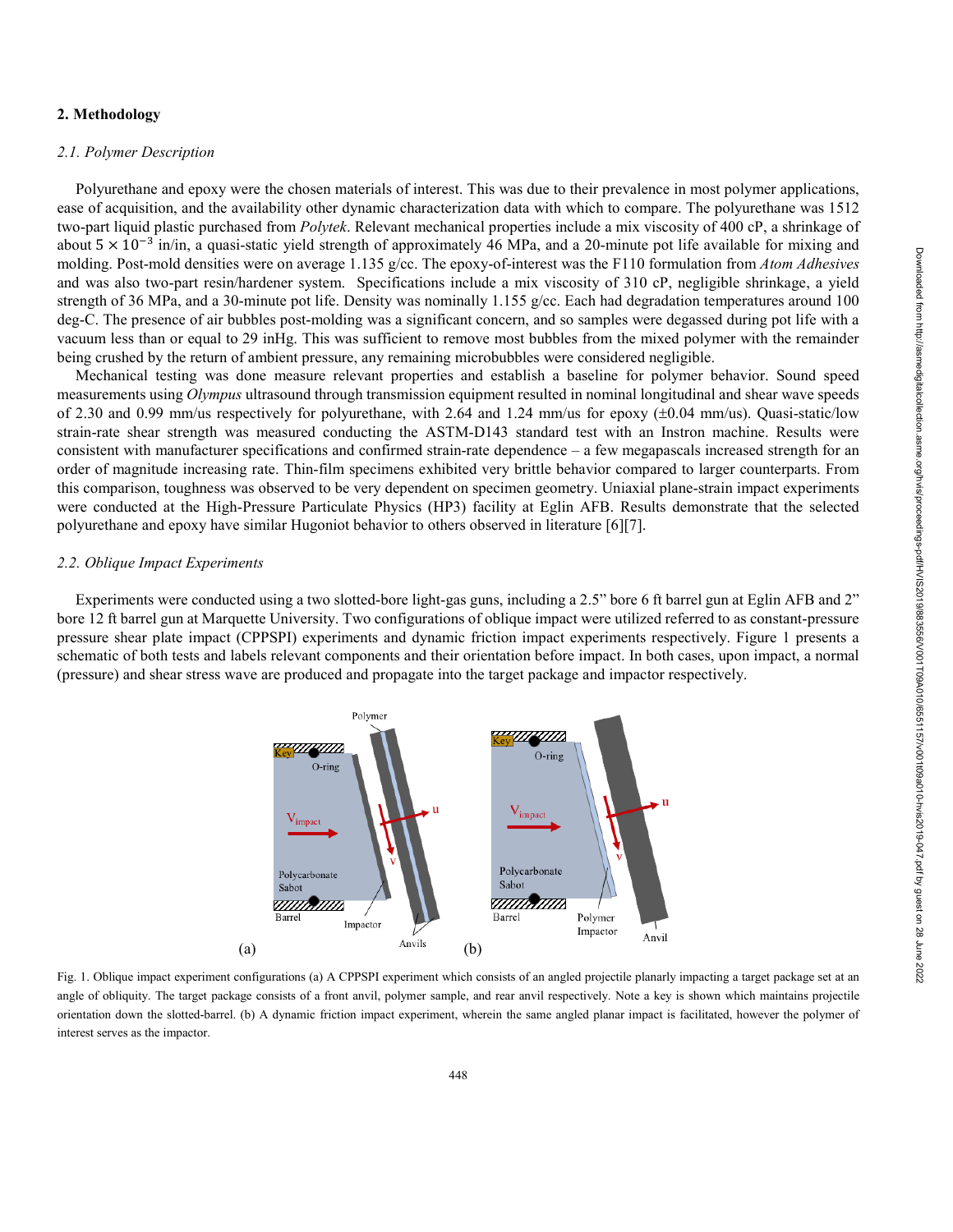## 2. Methodology

### 2.1. Polymer Description

Polyurethane and epoxy were the chosen materials of interest. This was due to their prevalence in most polymer applications, ease of acquisition, and the availability other dynamic characterization data with which to compare. The polyurethane was 1512 two-part liquid plastic purchased from *Polytek*. Relevant mechanical properties include a mix viscosity of 400 cP, a shrinkage of about $5 \times 10^{-3}$ in/in, a quasi-static yield strength of approximately 46 MPa, and a 20-minute pot life available for mixing and molding. Post-mold densities were on average 1.135 g/cc. The epoxy-of-interest was the F110 formulation from *Atom Adhesives* and was also two-part resin/hardener system. Specifications include a mix viscosity of 310 cP, negligible shrinkage, a yield strength of 36 MPa, and a 30-minute pot life. Density was nominally 1.155 g/cc. Each had degradation temperatures around 100 deg-C. The presence of air bubbles post-molding was a significant concern, and so samples were degassed during pot life with a vacuum less than or equal to 29 inHg. This was sufficient to remove most bubbles from the mixed polymer with the remainder being crushed by the return of ambient pressure, any remaining microbubbles were considered negligible.

Mechanical testing was done measure relevant properties and establish a baseline for polymer behavior. Sound speed measurements using *Olympus* ultrasound through transmission equipment resulted in nominal longitudinal and shear wave speeds of 2.30 and 0.99 mm/us respectively for polyurethane, with 2.64 and 1.24 mm/us for epoxy (±0.04 mm/us). Quasi-static/low strain-rate shear strength was measured conducting the ASTM-D143 standard test with an Instron machine. Results were consistent with manufacturer specifications and confirmed strain-rate dependence – a few megapascals increased strength for an order of magnitude increasing rate. Thin-film specimens exhibited very brittle behavior compared to larger counterparts. From this comparison, toughness was observed to be very dependent on specimen geometry. Uniaxial plane-strain impact experiments were conducted at the High-Pressure Particulate Physics (HP3) facility at Eglin AFB. Results demonstrate that the selected polyurethane and epoxy have similar Hugoniot behavior to others observed in literature [6][7].

### 2.2. Oblique Impact Experiments

Experiments were conducted using a two slotted-bore light-gas guns, including a 2.5" bore 6 ft barrel gun at Eglin AFB and 2" bore 12 ft barrel gun at Marquette University. Two configurations of oblique impact were utilized referred to as constant-pressure pressure shear plate impact (CPPSPI) experiments and dynamic friction impact experiments respectively. Figure 1 presents a schematic of both tests and labels relevant components and their orientation before impact. In both cases, upon impact, a normal (pressure) and shear stress wave are produced and propagate into the target package and impactor respectively.

Fig. 1. Oblique impact experiment configurations (a) A CPPSPI experiment which consists of an angled projectile planarly impacting a target package set at an angle of obliquity. The target package consists of a front anvil, polymer sample, and rear anvil respectively. Note a key is shown which maintains projectile orientation down the slotted-barrel. (b) A dynamic friction impact experiment, wherein the same angled planar impact is facilitated, however the polymer of interest serves as the impactor.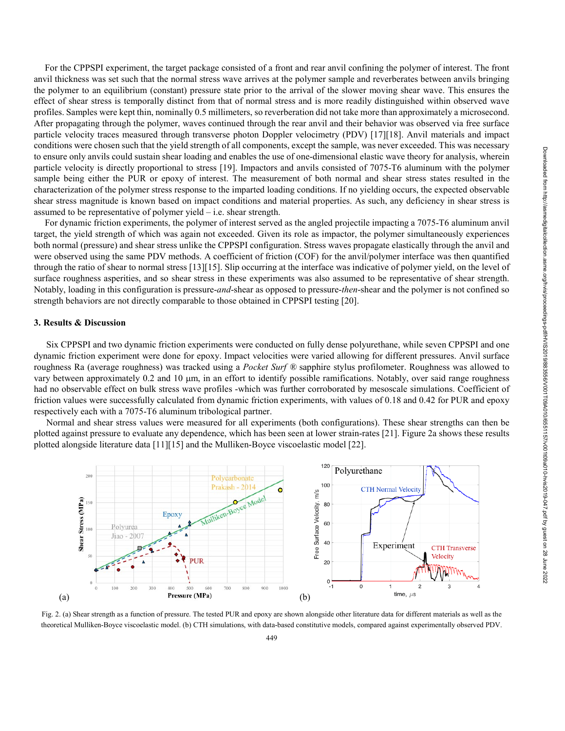For the CPPSPI experiment, the target package consisted of a front and rear anvil confining the polymer of interest. The front anvil thickness was set such that the normal stress wave arrives at the polymer sample and reverberates between anvils bringing the polymer to an equilibrium (constant) pressure state prior to the arrival of the slower moving shear wave. This ensures the effect of shear stress is temporally distinct from that of normal stress and is more readily distinguished within observed wave profiles. Samples were kept thin, nominally 0.5 millimeters, so reverberation did not take more than approximately a microsecond. After propagating through the polymer, waves continued through the rear anvil and their behavior was observed via free surface particle velocity traces measured through transverse photon Doppler velocimetry (PDV) [17][18]. Anvil materials and impact conditions were chosen such that the yield strength of all components, except the sample, was never exceeded. This was necessary to ensure only anvils could sustain shear loading and enables the use of one-dimensional elastic wave theory for analysis, wherein particle velocity is directly proportional to stress [19]. Impactors and anvils consisted of 7075-T6 aluminum with the polymer sample being either the PUR or epoxy of interest. The measurement of both normal and shear stress states resulted in the characterization of the polymer stress response to the imparted loading conditions. If no yielding occurs, the expected observable shear stress magnitude is known based on impact conditions and material properties. As such, any deficiency in shear stress is assumed to be representative of polymer yield – i.e. shear strength.

For dynamic friction experiments, the polymer of interest served as the angled projectile impacting a 7075-T6 aluminum anvil target, the yield strength of which was again not exceeded. Given its role as impactor, the polymer simultaneously experiences both normal (pressure) and shear stress unlike the CPPSPI configuration. Stress waves propagate elastically through the anvil and were observed using the same PDV methods. A coefficient of friction (COF) for the anvil/polymer interface was then quantified through the ratio of shear to normal stress [13][15]. Slip occurring at the interface was indicative of polymer yield, on the level of surface roughness asperities, and so shear stress in these experiments was also assumed to be representative of shear strength. Notably, loading in this configuration is pressure-*and*-shear as opposed to pressure-*then*-shear and the polymer is not confined so strength behaviors are not directly comparable to those obtained in CPPSPI testing [20].

## 3. Results & Discussion

Six CPPSPI and two dynamic friction experiments were conducted on fully dense polyurethane, while seven CPPSPI and one dynamic friction experiment were done for epoxy. Impact velocities were varied allowing for different pressures. Anvil surface roughness Ra (average roughness) was tracked using a *Pocket Surf* ® sapphire stylus profilometer. Roughness was allowed to vary between approximately 0.2 and 10 µm, in an effort to identify possible ramifications. Notably, over said range roughness had no observable effect on bulk stress wave profiles -which was further corroborated by mesoscale simulations. Coefficient of friction values were successfully calculated from dynamic friction experiments, with values of 0.18 and 0.42 for PUR and epoxy respectively each with a 7075-T6 aluminum tribological partner.

Normal and shear stress values were measured for all experiments (both configurations). These shear strengths can then be plotted against pressure to evaluate any dependence, which has been seen at lower strain-rates [21]. Figure 2a shows these results plotted alongside literature data [11][15] and the Mulliken-Boyce viscoelastic model [22].

Fig. 2. (a) Shear strength as a function of pressure. The tested PUR and epoxy are shown alongside other literature data for different materials as well as the theoretical Mulliken-Boyce viscoelastic model. (b) CTH simulations, with data-based constitutive models, compared against experimentally observed PDV.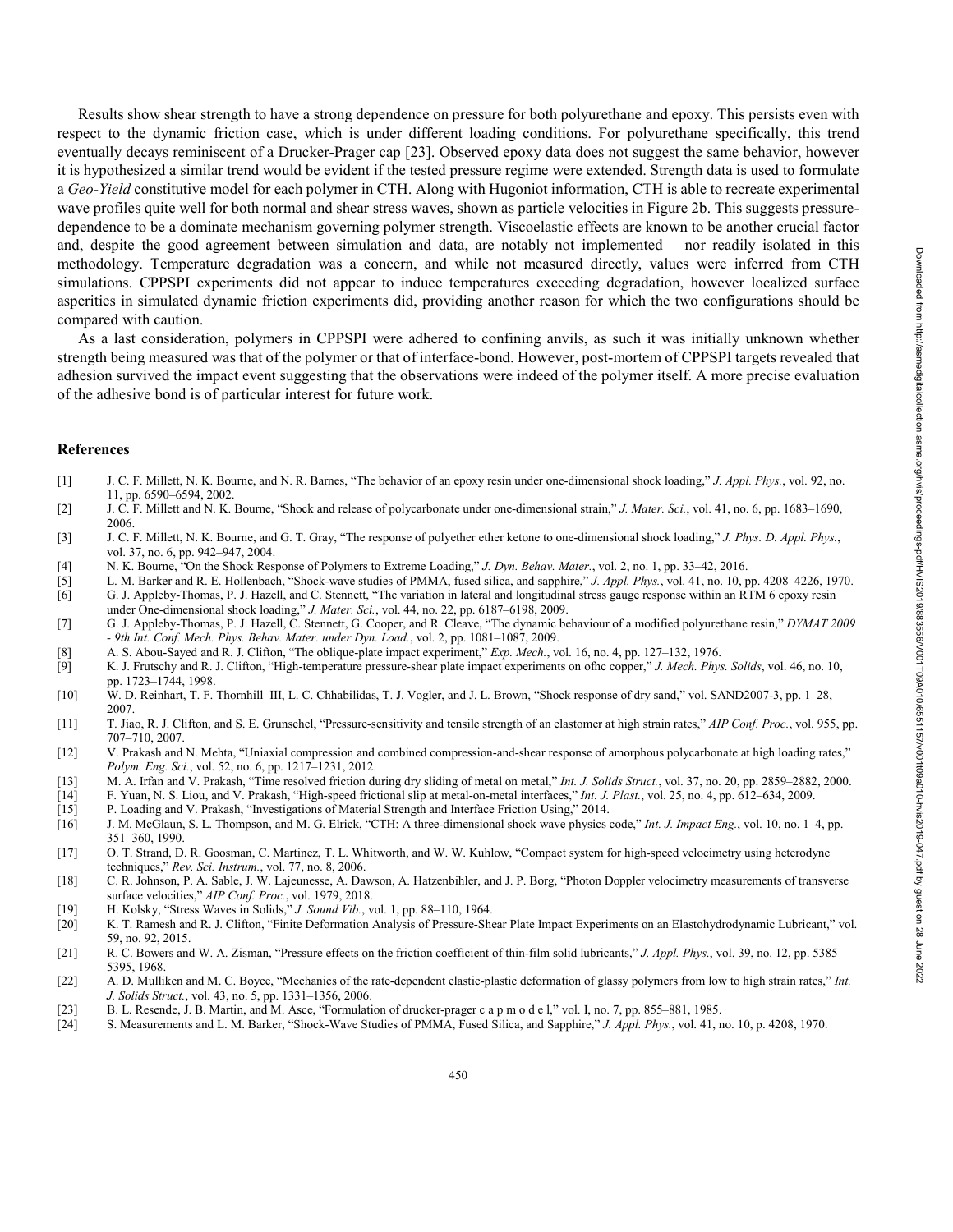Results show shear strength to have a strong dependence on pressure for both polyurethane and epoxy. This persists even with respect to the dynamic friction case, which is under different loading conditions. For polyurethane specifically, this trend eventually decays reminiscent of a Drucker-Prager cap [23]. Observed epoxy data does not suggest the same behavior, however it is hypothesized a similar trend would be evident if the tested pressure regime were extended. Strength data is used to formulate a *Geo-Yield* constitutive model for each polymer in CTH. Along with Hugoniot information, CTH is able to recreate experimental wave profiles quite well for both normal and shear stress waves, shown as particle velocities in Figure 2b. This suggests pressure-dependence to be a dominate mechanism governing polymer strength. Viscoelastic effects are known to be another crucial factor and, despite the good agreement between simulation and data, are notably not implemented – nor readily isolated in this methodology. Temperature degradation was a concern, and while not measured directly, values were inferred from CTH simulations. CPPSPI experiments did not appear to induce temperatures exceeding degradation, however localized surface asperities in simulated dynamic friction experiments did, providing another reason for which the two configurations should be compared with caution.

As a last consideration, polymers in CPPSPI were adhered to confining anvils, as such it was initially unknown whether strength being measured was that of the polymer or that of interface-bond. However, post-mortem of CPPSPI targets revealed that adhesion survived the impact event suggesting that the observations were indeed of the polymer itself. A more precise evaluation of the adhesive bond is of particular interest for future work.

## References

[1] J. C. F. Millett, N. K. Bourne, and N. R. Barnes, "The behavior of an epoxy resin under one-dimensional shock loading," *J. Appl. Phys.*, vol. 92, no. 11, pp. 6590–6594, 2002.

[2] J. C. F. Millett and N. K. Bourne, "Shock and release of polycarbonate under one-dimensional strain," *J. Mater. Sci.*, vol. 41, no. 6, pp. 1683–1690, 2006.

[3] J. C. F. Millett, N. K. Bourne, and G. T. Gray, "The response of polyether ether ketone to one-dimensional shock loading," *J. Phys. D. Appl. Phys.*, vol. 37, no. 6, pp. 942–947, 2004.

[4] N. K. Bourne, "On the Shock Response of Polymers to Extreme Loading," *J. Dyn. Behav. Mater.*, vol. 2, no. 1, pp. 33–42, 2016.

[5] L. M. Barker and R. E. Hollenbach, "Shock-wave studies of PMMA, fused silica, and sapphire," *J. Appl. Phys.*, vol. 41, no. 10, pp. 4208–4226, 1970.

[6] G. J. Appleby-Thomas, P. J. Hazell, and C. Stennett, "The variation in lateral and longitudinal stress gauge response within an RTM 6 epoxy resin under One-dimensional shock loading," *J. Mater. Sci.*, vol. 44, no. 22, pp. 6187–6198, 2009.

[7] G. J. Appleby-Thomas, P. J. Hazell, C. Stennett, G. Cooper, and R. Cleave, "The dynamic behaviour of a modified polyurethane resin," *DYMAT 2009 - 9th Int. Conf. Mech. Phys. Behav. Mater. under Dyn. Load.*, vol. 2, pp. 1081–1087, 2009.

[8] A. S. Abou-Sayed and R. J. Clifton, "The oblique-plate impact experiment," *Exp. Mech.*, vol. 16, no. 4, pp. 127–132, 1976.

[9] K. J. Frutschy and R. J. Clifton, "High-temperature pressure-shear plate impact experiments on ofhc copper," *J. Mech. Phys. Solids*, vol. 46, no. 10, pp. 1723–1744, 1998.

[10] W. D. Reinhart, T. F. Thornhill III, L. C. Chhabilidas, T. J. Vogler, and J. L. Brown, "Shock response of dry sand," vol. SAND2007-3, pp. 1–28, 2007.

[11] T. Jiao, R. J. Clifton, and S. E. Grunschel, "Pressure-sensitivity and tensile strength of an elastomer at high strain rates," *AIP Conf. Proc.*, vol. 955, pp. 707–710, 2007.

[12] V. Prakash and N. Mehta, "Uniaxial compression and combined compression-and-shear response of amorphous polycarbonate at high loading rates," *Polym. Eng. Sci.*, vol. 52, no. 6, pp. 1217–1231, 2012.

[13] M. A. Irfan and V. Prakash, "Time resolved friction during dry sliding of metal on metal," *Int. J. Solids Struct.*, vol. 37, no. 20, pp. 2859–2882, 2000.

[14] F. Yuan, N. S. Liou, and V. Prakash, "High-speed frictional slip at metal-on-metal interfaces," *Int. J. Plast.*, vol. 25, no. 4, pp. 612–634, 2009.

[15] P. Loading and V. Prakash, "Investigations of Material Strength and Interface Friction Using," 2014.

[16] J. M. McGlaun, S. L. Thompson, and M. G. Elrick, "CTH: A three-dimensional shock wave physics code," *Int. J. Impact Eng.*, vol. 10, no. 1–4, pp. 351–360, 1990.

[17] O. T. Strand, D. R. Goosman, C. Martinez, T. L. Whitworth, and W. W. Kuhlow, "Compact system for high-speed velocimetry using heterodyne techniques," *Rev. Sci. Instrum.*, vol. 77, no. 8, 2006.

[18] C. R. Johnson, P. A. Sable, J. W. Lajeunesse, A. Dawson, A. Hatzenbihler, and J. P. Borg, "Photon Doppler velocimetry measurements of transverse surface velocities," *AIP Conf. Proc.*, vol. 1979, 2018.

[19] H. Kolsky, "Stress Waves in Solids," *J. Sound Vib.*, vol. 1, pp. 88–110, 1964.

[20] K. T. Ramesh and R. J. Clifton, "Finite Deformation Analysis of Pressure-Shear Plate Impact Experiments on an Elastohydrodynamic Lubricant," vol. 59, no. 92, 2015.

[21] R. C. Bowers and W. A. Zisman, "Pressure effects on the friction coefficient of thin-film solid lubricants," *J. Appl. Phys.*, vol. 39, no. 12, pp. 5385–5395, 1968.

[22] A. D. Mulliken and M. C. Boyce, "Mechanics of the rate-dependent elastic-plastic deformation of glassy polymers from low to high strain rates," *Int. J. Solids Struct.*, vol. 43, no. 5, pp. 1331–1356, 2006.

[23] B. L. Resende, J. B. Martin, and M. Asce, "Formulation of drucker-prager c a p m o d e l," vol. I, no. 7, pp. 855–881, 1985.

[24] S. Measurements and L. M. Barker, "Shock-Wave Studies of PMMA, Fused Silica, and Sapphire," *J. Appl. Phys.*, vol. 41, no. 10, p. 4208, 1970.